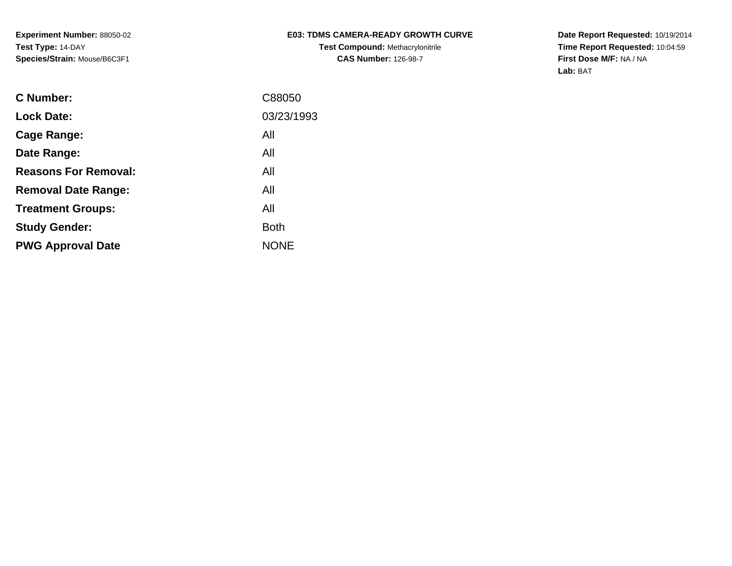**Experiment Number:** 88050-02
**Test Type:** 14-DAY
**Species/Strain:** Mouse/B6C3F1

**E03: TDMS CAMERA-READY GROWTH CURVE**
**Test Compound:** Methacrylonitrile
**CAS Number:** 126-98-7

**Date Report Requested:** 10/19/2014
**Time Report Requested:** 10:04:59
**First Dose M/F:** NA / NA
**Lab:** BAT

| | |
|---|---|
| **C Number:** | C88050 |
| **Lock Date:** | 03/23/1993 |
| **Cage Range:** | All |
| **Date Range:** | All |
| **Reasons For Removal:** | All |
| **Removal Date Range:** | All |
| **Treatment Groups:** | All |
| **Study Gender:** | Both |
| **PWG Approval Date** | NONE |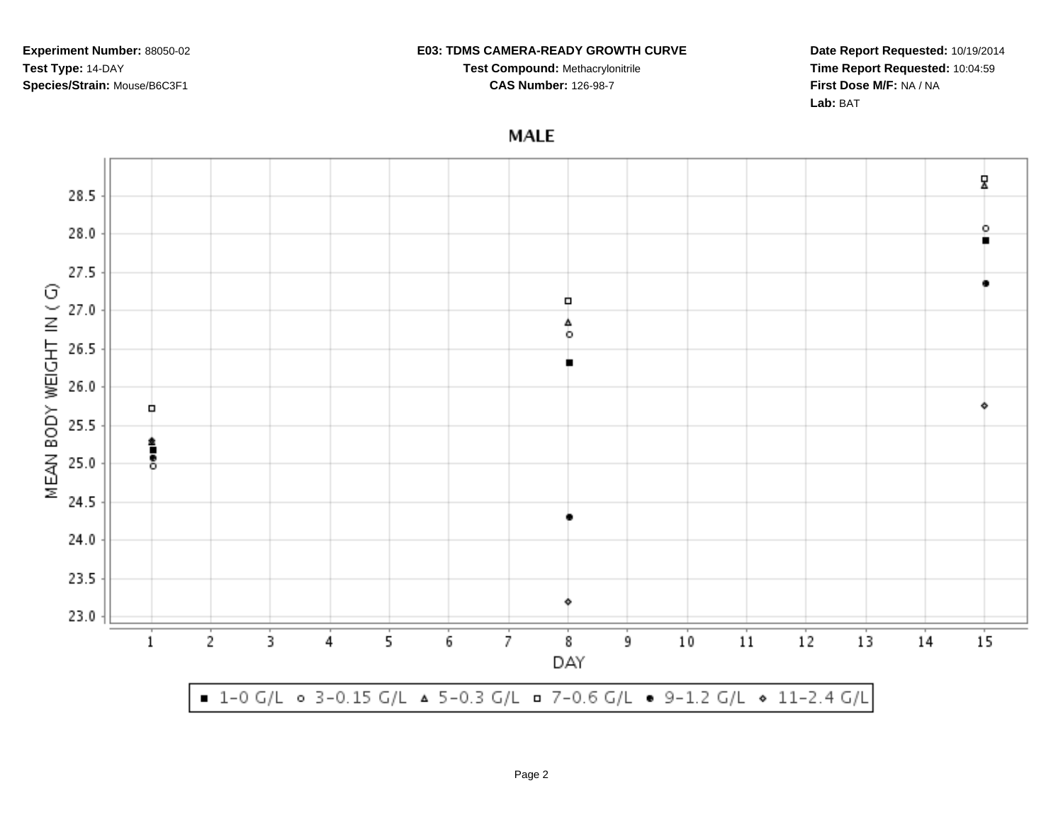**Experiment Number:** 88050-02
**Test Type:** 14-DAY
**Species/Strain:** Mouse/B6C3F1

**E03: TDMS CAMERA-READY GROWTH CURVE**
**Test Compound:** Methacrylonitrile
**CAS Number:** 126-98-7

**Date Report Requested:** 10/19/2014
**Time Report Requested:** 10:04:59
**First Dose M/F:** NA / NA
**Lab:** BAT

## MALE

MEAN BODY WEIGHT IN ( G)

DAY

■ 1-0 G/L ○ 3-0.15 G/L △ 5-0.3 G/L □ 7-0.6 G/L ● 9-1.2 G/L ◇ 11-2.4 G/L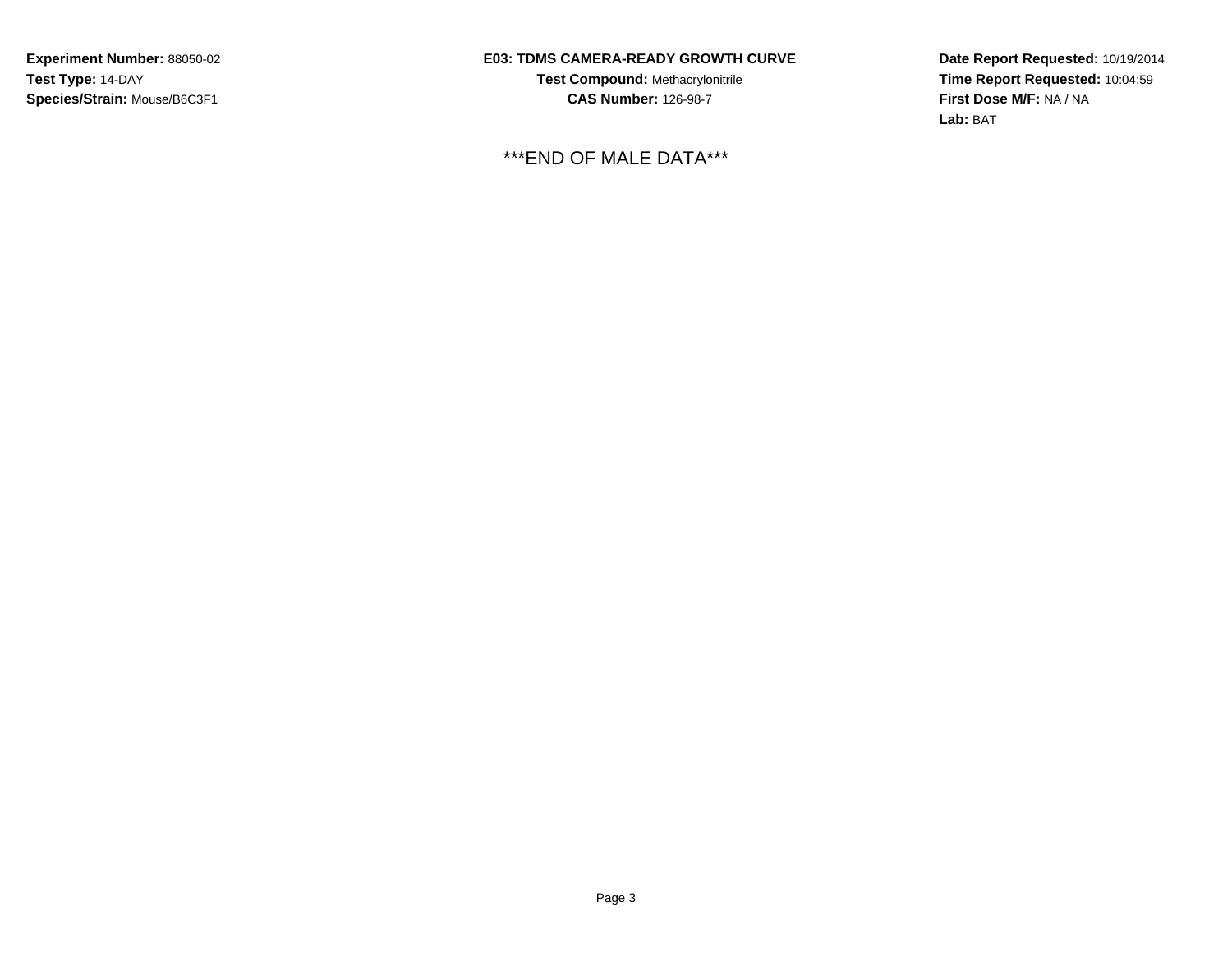**Experiment Number:** 88050-02
**Test Type:** 14-DAY
**Species/Strain:** Mouse/B6C3F1

**E03: TDMS CAMERA-READY GROWTH CURVE**
**Test Compound:** Methacrylonitrile
**CAS Number:** 126-98-7

**Date Report Requested:** 10/19/2014
**Time Report Requested:** 10:04:59
**First Dose M/F:** NA / NA
**Lab:** BAT

***END OF MALE DATA***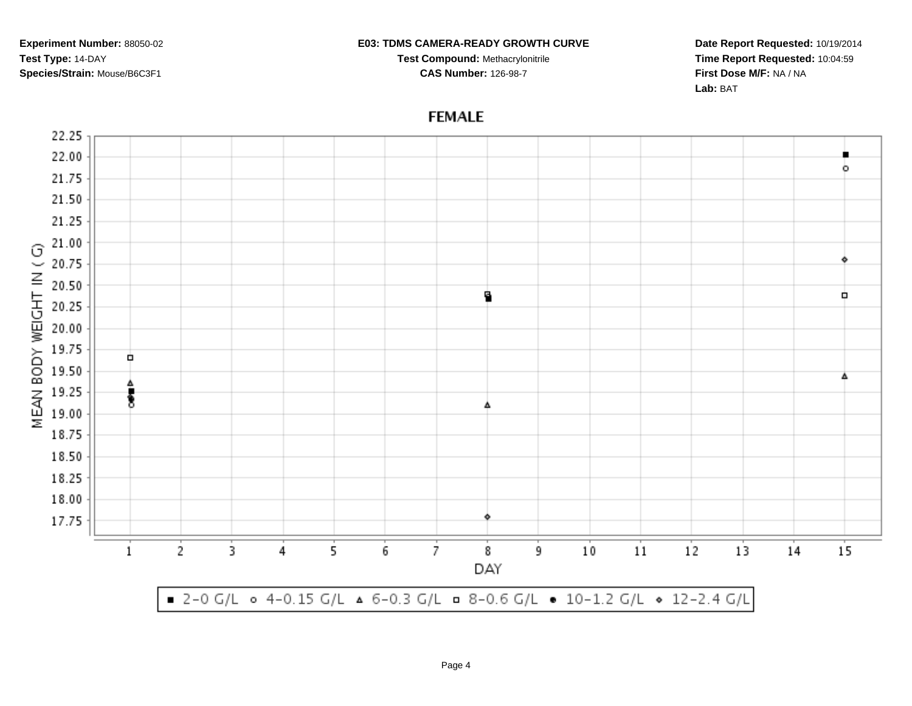**Experiment Number:** 88050-02
**Test Type:** 14-DAY
**Species/Strain:** Mouse/B6C3F1

**E03: TDMS CAMERA-READY GROWTH CURVE**
**Test Compound:** Methacrylonitrile
**CAS Number:** 126-98-7

**Date Report Requested:** 10/19/2014
**Time Report Requested:** 10:04:59
**First Dose M/F:** NA / NA
**Lab:** BAT

**FEMALE**

MEAN BODY WEIGHT IN ( G)

DAY

■ 2-0 G/L ○ 4-0.15 G/L ▵ 6-0.3 G/L □ 8-0.6 G/L ● 10-1.2 G/L ◇ 12-2.4 G/L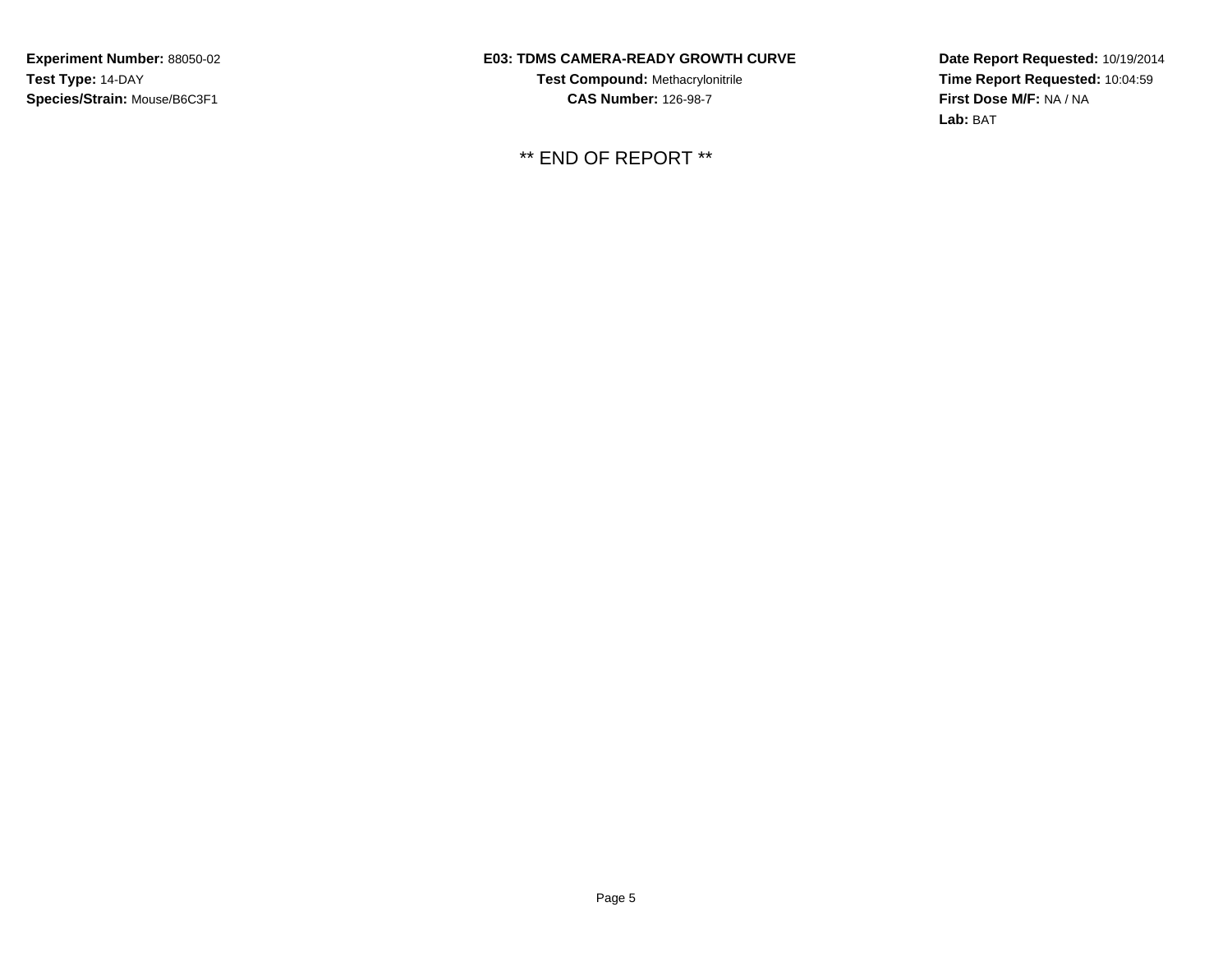**Experiment Number:** 88050-02
**Test Type:** 14-DAY
**Species/Strain:** Mouse/B6C3F1

**E03: TDMS CAMERA-READY GROWTH CURVE**
**Test Compound:** Methacrylonitrile
**CAS Number:** 126-98-7

**Date Report Requested:** 10/19/2014
**Time Report Requested:** 10:04:59
**First Dose M/F:** NA / NA
**Lab:** BAT

** END OF REPORT **